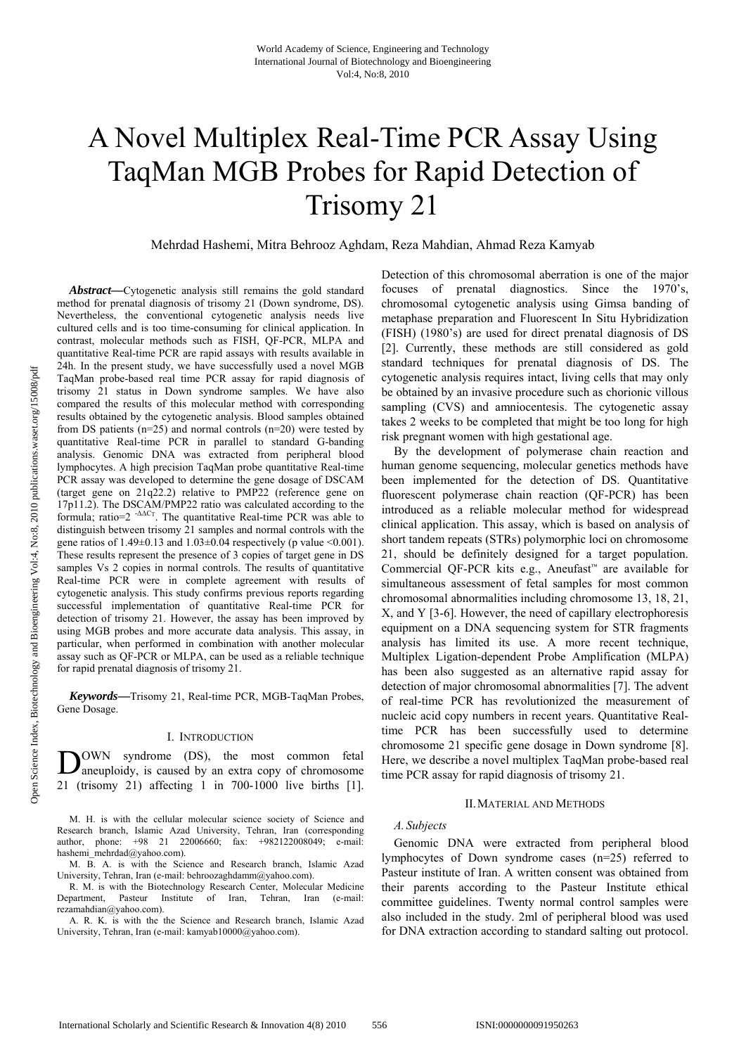# A Novel Multiplex Real-Time PCR Assay Using TaqMan MGB Probes for Rapid Detection of Trisomy 21

Mehrdad Hashemi, Mitra Behrooz Aghdam, Reza Mahdian, Ahmad Reza Kamyab

***Abstract*—**Cytogenetic analysis still remains the gold standard method for prenatal diagnosis of trisomy 21 (Down syndrome, DS). Nevertheless, the conventional cytogenetic analysis needs live cultured cells and is too time-consuming for clinical application. In contrast, molecular methods such as FISH, QF-PCR, MLPA and quantitative Real-time PCR are rapid assays with results available in 24h. In the present study, we have successfully used a novel MGB TaqMan probe-based real time PCR assay for rapid diagnosis of trisomy 21 status in Down syndrome samples. We have also compared the results of this molecular method with corresponding results obtained by the cytogenetic analysis. Blood samples obtained from DS patients (n=25) and normal controls (n=20) were tested by quantitative Real-time PCR in parallel to standard G-banding analysis. Genomic DNA was extracted from peripheral blood lymphocytes. A high precision TaqMan probe quantitative Real-time PCR assay was developed to determine the gene dosage of DSCAM (target gene on 21q22.2) relative to PMP22 (reference gene on 17p11.2). The DSCAM/PMP22 ratio was calculated according to the formula; ratio=$2^{-\Delta\Delta C_T}$. The quantitative Real-time PCR was able to distinguish between trisomy 21 samples and normal controls with the gene ratios of 1.49±0.13 and 1.03±0.04 respectively (p value <0.001). These results represent the presence of 3 copies of target gene in DS samples Vs 2 copies in normal controls. The results of quantitative Real-time PCR were in complete agreement with results of cytogenetic analysis. This study confirms previous reports regarding successful implementation of quantitative Real-time PCR for detection of trisomy 21. However, the assay has been improved by using MGB probes and more accurate data analysis. This assay, in particular, when performed in combination with another molecular assay such as QF-PCR or MLPA, can be used as a reliable technique for rapid prenatal diagnosis of trisomy 21.

***Keywords*—**Trisomy 21, Real-time PCR, MGB-TaqMan Probes, Gene Dosage.

## I. Introduction

Down syndrome (DS), the most common fetal aneuploidy, is caused by an extra copy of chromosome 21 (trisomy 21) affecting 1 in 700-1000 live births [1]. Detection of this chromosomal aberration is one of the major focuses of prenatal diagnostics. Since the 1970's, chromosomal cytogenetic analysis using Gimsa banding of metaphase preparation and Fluorescent In Situ Hybridization (FISH) (1980's) are used for direct prenatal diagnosis of DS [2]. Currently, these methods are still considered as gold standard techniques for prenatal diagnosis of DS. The cytogenetic analysis requires intact, living cells that may only be obtained by an invasive procedure such as chorionic villous sampling (CVS) and amniocentesis. The cytogenetic assay takes 2 weeks to be completed that might be too long for high risk pregnant women with high gestational age.

By the development of polymerase chain reaction and human genome sequencing, molecular genetics methods have been implemented for the detection of DS. Quantitative fluorescent polymerase chain reaction (QF-PCR) has been introduced as a reliable molecular method for widespread clinical application. This assay, which is based on analysis of short tandem repeats (STRs) polymorphic loci on chromosome 21, should be definitely designed for a target population. Commercial QF-PCR kits e.g., Aneufast™ are available for simultaneous assessment of fetal samples for most common chromosomal abnormalities including chromosome 13, 18, 21, X, and Y [3-6]. However, the need of capillary electrophoresis equipment on a DNA sequencing system for STR fragments analysis has limited its use. A more recent technique, Multiplex Ligation-dependent Probe Amplification (MLPA) has been also suggested as an alternative rapid assay for detection of major chromosomal abnormalities [7]. The advent of real-time PCR has revolutionized the measurement of nucleic acid copy numbers in recent years. Quantitative Real-time PCR has been successfully used to determine chromosome 21 specific gene dosage in Down syndrome [8]. Here, we describe a novel multiplex TaqMan probe-based real time PCR assay for rapid diagnosis of trisomy 21.

## II. Material and Methods

### *A. Subjects*

Genomic DNA were extracted from peripheral blood lymphocytes of Down syndrome cases (n=25) referred to Pasteur institute of Iran. A written consent was obtained from their parents according to the Pasteur Institute ethical committee guidelines. Twenty normal control samples were also included in the study. 2ml of peripheral blood was used for DNA extraction according to standard salting out protocol.

M. H. is with the cellular molecular science society of Science and Research branch, Islamic Azad University, Tehran, Iran (corresponding author, phone: +98 21 22006660; fax: +982122008049; e-mail: hashemi_mehrdad@yahoo.com).

M. B. A. is with the Science and Research branch, Islamic Azad University, Tehran, Iran (e-mail: behroozaghdamm@yahoo.com).

R. M. is with the Biotechnology Research Center, Molecular Medicine Department, Pasteur Institute of Iran, Tehran, Iran (e-mail: rezamahdian@yahoo.com).

A. R. K. is with the the Science and Research branch, Islamic Azad University, Tehran, Iran (e-mail: kamyab10000@yahoo.com).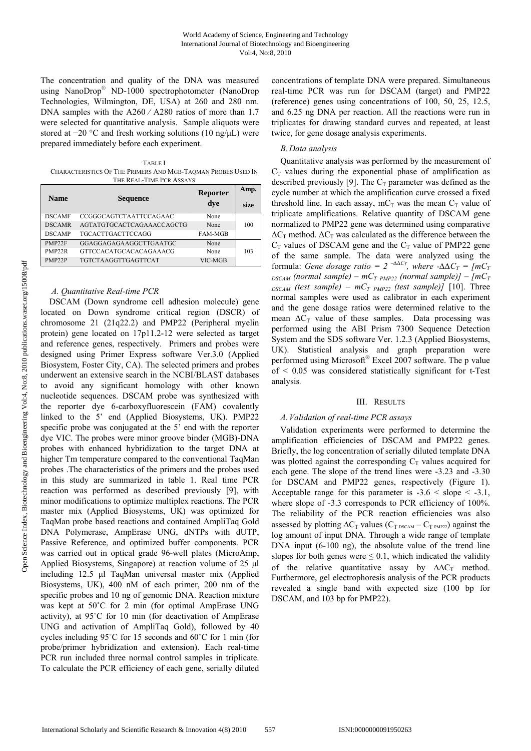The concentration and quality of the DNA was measured using NanoDrop® ND-1000 spectrophotometer (NanoDrop Technologies, Wilmington, DE, USA) at 260 and 280 nm. DNA samples with the A260 / A280 ratios of more than 1.7 were selected for quantitative analysis. Sample aliquots were stored at −20 °C and fresh working solutions (10 ng/μL) were prepared immediately before each experiment.

TABLE I
CHARACTERISTICS OF THE PRIMERS AND MGB-TAQMAN PROBES USED IN THE REAL-TIME PCR ASSAYS

| Name | Sequence | Reporter dye | Amp. size |
|---|---|---|---|
| DSCAMF | CCGGGCAGTCTAATTCCAGAAC | None | 100 |
| DSCAMR | AGTATGTGCACTCAGAAACCAGCTG | None | |
| DSCAMP | TGCACTTGACTTCCAGG | FAM-MGB | |
| PMP22F | GGAGGAGAGAAGGCTTGAATGC | None | 103 |
| PMP22R | GTTCCACATGCACACAGAAACG | None | |
| PMP22P | TGTCTAAGGTTGAGTTCAT | VIC-MGB | |

### A. Quantitative Real-time PCR

DSCAM (Down syndrome cell adhesion molecule) gene located on Down syndrome critical region (DSCR) of chromosome 21 (21q22.2) and PMP22 (Peripheral myelin protein) gene located on 17p11.2-12 were selected as target and reference genes, respectively. Primers and probes were designed using Primer Express software Ver.3.0 (Applied Biosystem, Foster City, CA). The selected primers and probes underwent an extensive search in the NCBI/BLAST databases to avoid any significant homology with other known nucleotide sequences. DSCAM probe was synthesized with the reporter dye 6-carboxyfluorescein (FAM) covalently linked to the 5' end (Applied Biosystems, UK). PMP22 specific probe was conjugated at the 5' end with the reporter dye VIC. The probes were minor groove binder (MGB)-DNA probes with enhanced hybridization to the target DNA at higher Tm temperature compared to the conventional TaqMan probes .The characteristics of the primers and the probes used in this study are summarized in table 1. Real time PCR reaction was performed as described previously [9], with minor modifications to optimize multiplex reactions. The PCR master mix (Applied Biosystems, UK) was optimized for TaqMan probe based reactions and contained AmpliTaq Gold DNA Polymerase, AmpErase UNG, dNTPs with dUTP, Passive Reference, and optimized buffer components. PCR was carried out in optical grade 96-well plates (MicroAmp, Applied Biosystems, Singapore) at reaction volume of 25 μl including 12.5 μl TaqMan universal master mix (Applied Biosystems, UK), 400 nM of each primer, 200 nm of the specific probes and 10 ng of genomic DNA. Reaction mixture was kept at 50˚C for 2 min (for optimal AmpErase UNG activity), at 95˚C for 10 min (for deactivation of AmpErase UNG and activation of AmpliTaq Gold), followed by 40 cycles including 95˚C for 15 seconds and 60˚C for 1 min (for probe/primer hybridization and extension). Each real-time PCR run included three normal control samples in triplicate. To calculate the PCR efficiency of each gene, serially diluted concentrations of template DNA were prepared. Simultaneous real-time PCR was run for DSCAM (target) and PMP22 (reference) genes using concentrations of 100, 50, 25, 12.5, and 6.25 ng DNA per reaction. All the reactions were run in triplicates for drawing standard curves and repeated, at least twice, for gene dosage analysis experiments.

### B. Data analysis

Quantitative analysis was performed by the measurement of $C_T$ values during the exponential phase of amplification as described previously [9]. The $C_T$ parameter was defined as the cycle number at which the amplification curve crossed a fixed threshold line. In each assay, $mC_T$ was the mean $C_T$ value of triplicate amplifications. Relative quantity of DSCAM gene normalized to PMP22 gene was determined using comparative $\Delta C_T$ method. $\Delta C_T$ was calculated as the difference between the $C_T$ values of DSCAM gene and the $C_T$ value of PMP22 gene of the same sample. The data were analyzed using the formula: *Gene dosage ratio* = $2^{-\Delta\Delta C_T}$, *where* $-\Delta\Delta C_T = [mC_{T\ DSCAM}$ *(normal sample)* $- mC_{T\ PMP22}$ *(normal sample)*$] - [mC_{T\ DSCAM}$ *(test sample)* $- mC_{T\ PMP22}$ *(test sample)*$]$ [10]. Three normal samples were used as calibrator in each experiment and the gene dosage ratios were determined relative to the mean $\Delta C_T$ value of these samples. Data processing was performed using the ABI Prism 7300 Sequence Detection System and the SDS software Ver. 1.2.3 (Applied Biosystems, UK). Statistical analysis and graph preparation were performed using Microsoft® Excel 2007 software. The p value of $< 0.05$ was considered statistically significant for t-Test analysis.

## III. RESULTS

### A. Validation of real-time PCR assays

Validation experiments were performed to determine the amplification efficiencies of DSCAM and PMP22 genes. Briefly, the log concentration of serially diluted template DNA was plotted against the corresponding $C_T$ values acquired for each gene. The slope of the trend lines were -3.23 and -3.30 for DSCAM and PMP22 genes, respectively (Figure 1). Acceptable range for this parameter is $-3.6 < \text{slope} < -3.1$, where slope of -3.3 corresponds to PCR efficiency of 100%. The reliability of the PCR reaction efficiencies was also assessed by plotting $\Delta C_T$ values ($C_{T\ DSCAM} - C_{T\ PMP22}$) against the log amount of input DNA. Through a wide range of template DNA input (6-100 ng), the absolute value of the trend line slopes for both genes were $\leq 0.1$, which indicated the validity of the relative quantitative assay by $\Delta\Delta C_T$ method. Furthermore, gel electrophoresis analysis of the PCR products revealed a single band with expected size (100 bp for DSCAM, and 103 bp for PMP22).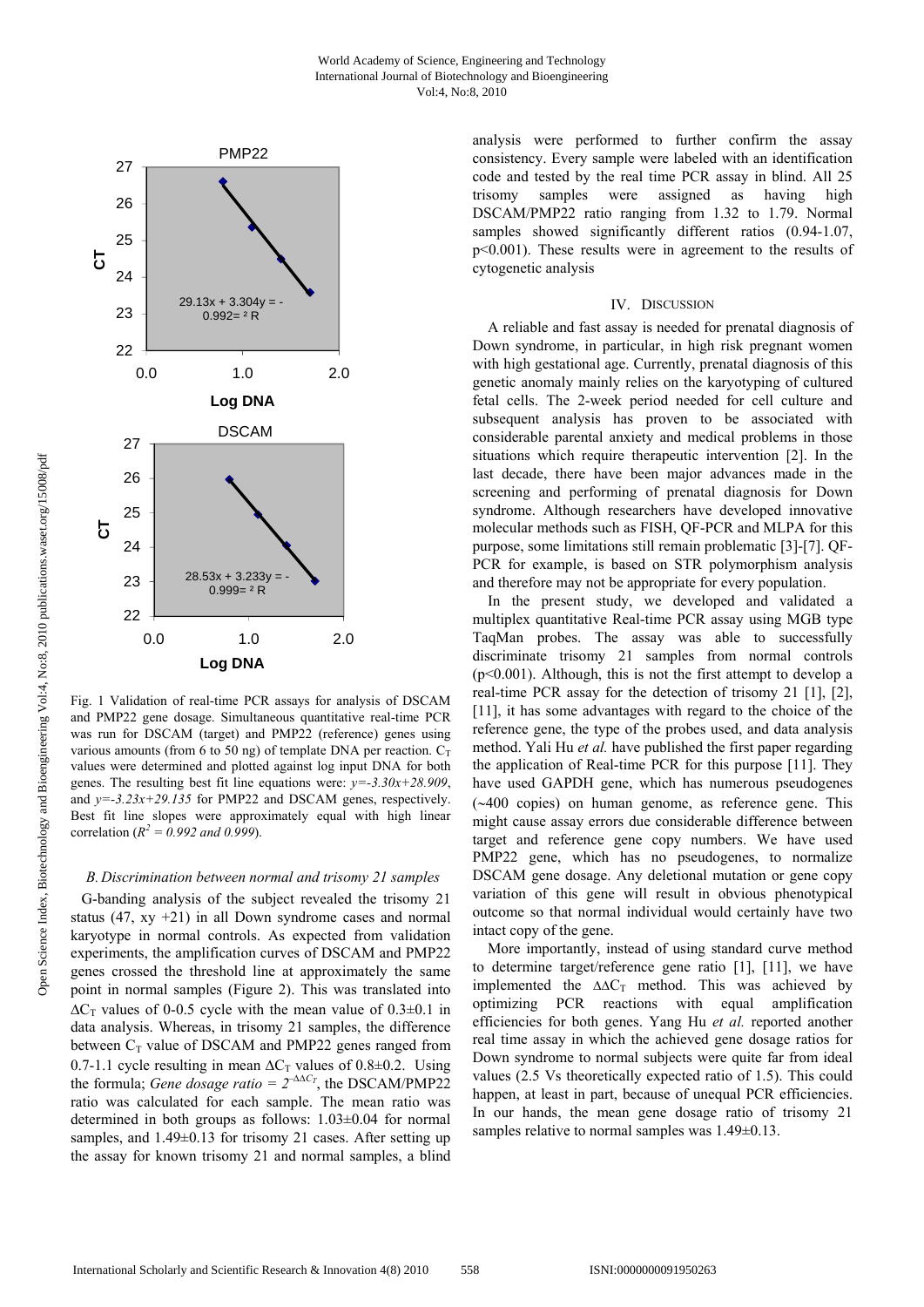PMP22

27
26
25
24
23
22

CT

0.0
1.0
2.0

Log DNA

29.13x + 3.304y = -
0.992= ² R

DSCAM

27
26
25
24
23
22

CT

0.0
1.0
2.0

Log DNA

28.53x + 3.233y = -
0.999= ² R

Fig. 1 Validation of real-time PCR assays for analysis of DSCAM and PMP22 gene dosage. Simultaneous quantitative real-time PCR was run for DSCAM (target) and PMP22 (reference) genes using various amounts (from 6 to 50 ng) of template DNA per reaction. $C_T$ values were determined and plotted against log input DNA for both genes. The resulting best fit line equations were: $y=-3.30x+28.909$, and $y=-3.23x+29.135$ for PMP22 and DSCAM genes, respectively. Best fit line slopes were approximately equal with high linear correlation ($R^2 = 0.992$ and $0.999$).

### B. Discrimination between normal and trisomy 21 samples

G-banding analysis of the subject revealed the trisomy 21 status (47, xy +21) in all Down syndrome cases and normal karyotype in normal controls. As expected from validation experiments, the amplification curves of DSCAM and PMP22 genes crossed the threshold line at approximately the same point in normal samples (Figure 2). This was translated into $\Delta C_T$ values of 0-0.5 cycle with the mean value of 0.3±0.1 in data analysis. Whereas, in trisomy 21 samples, the difference between $C_T$ value of DSCAM and PMP22 genes ranged from 0.7-1.1 cycle resulting in mean $\Delta C_T$ values of 0.8±0.2. Using the formula; *Gene dosage ratio* $= 2^{-\Delta\Delta C_T}$, the DSCAM/PMP22 ratio was calculated for each sample. The mean ratio was determined in both groups as follows: 1.03±0.04 for normal samples, and 1.49±0.13 for trisomy 21 cases. After setting up the assay for known trisomy 21 and normal samples, a blind analysis were performed to further confirm the assay consistency. Every sample were labeled with an identification code and tested by the real time PCR assay in blind. All 25 trisomy samples were assigned as having high DSCAM/PMP22 ratio ranging from 1.32 to 1.79. Normal samples showed significantly different ratios (0.94-1.07, $p<0.001$). These results were in agreement to the results of cytogenetic analysis

## IV. Discussion

A reliable and fast assay is needed for prenatal diagnosis of Down syndrome, in particular, in high risk pregnant women with high gestational age. Currently, prenatal diagnosis of this genetic anomaly mainly relies on the karyotyping of cultured fetal cells. The 2-week period needed for cell culture and subsequent analysis has proven to be associated with considerable parental anxiety and medical problems in those situations which require therapeutic intervention [2]. In the last decade, there have been major advances made in the screening and performing of prenatal diagnosis for Down syndrome. Although researchers have developed innovative molecular methods such as FISH, QF-PCR and MLPA for this purpose, some limitations still remain problematic [3]-[7]. QF-PCR for example, is based on STR polymorphism analysis and therefore may not be appropriate for every population.

In the present study, we developed and validated a multiplex quantitative Real-time PCR assay using MGB type TaqMan probes. The assay was able to successfully discriminate trisomy 21 samples from normal controls ($p<0.001$). Although, this is not the first attempt to develop a real-time PCR assay for the detection of trisomy 21 [1], [2], [11], it has some advantages with regard to the choice of the reference gene, the type of the probes used, and data analysis method. Yali Hu *et al.* have published the first paper regarding the application of Real-time PCR for this purpose [11]. They have used GAPDH gene, which has numerous pseudogenes (~400 copies) on human genome, as reference gene. This might cause assay errors due considerable difference between target and reference gene copy numbers. We have used PMP22 gene, which has no pseudogenes, to normalize DSCAM gene dosage. Any deletional mutation or gene copy variation of this gene will result in obvious phenotypical outcome so that normal individual would certainly have two intact copy of the gene.

More importantly, instead of using standard curve method to determine target/reference gene ratio [1], [11], we have implemented the $\Delta\Delta C_T$ method. This was achieved by optimizing PCR reactions with equal amplification efficiencies for both genes. Yang Hu *et al.* reported another real time assay in which the achieved gene dosage ratios for Down syndrome to normal subjects were quite far from ideal values (2.5 Vs theoretically expected ratio of 1.5). This could happen, at least in part, because of unequal PCR efficiencies. In our hands, the mean gene dosage ratio of trisomy 21 samples relative to normal samples was 1.49±0.13.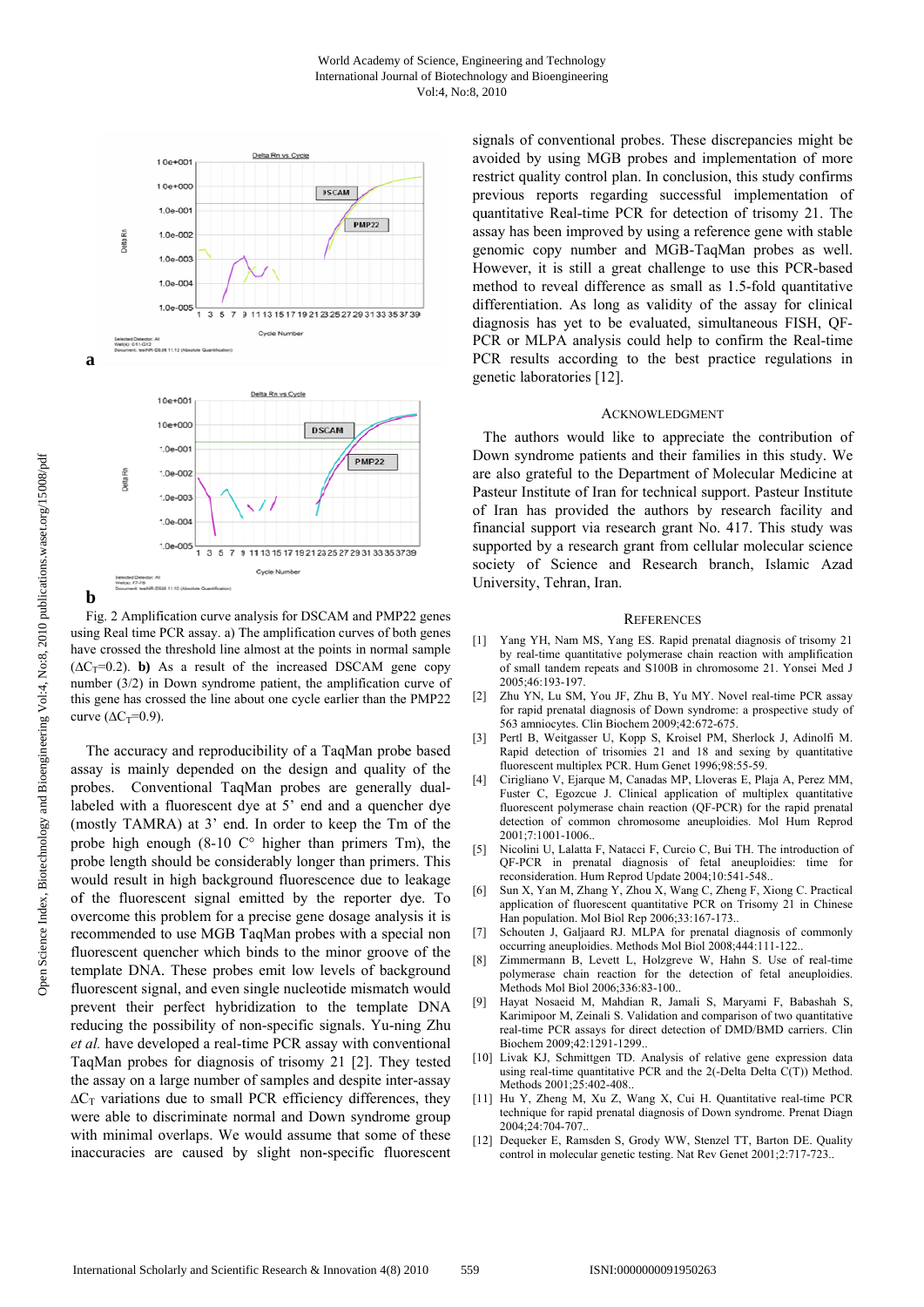Delta Rn vs Cycle

1.0e+001
1.0e+000
1.0e-001
1.0e-002
1.0e-003
1.0e-004
1.0e-005

Delta Rn

DSCAM

PMP22

1 3 5 7 9 11 13 15 17 19 21 23 25 27 29 31 33 35 37 39

Cycle Number

**a**

Delta Rn vs Cycle

1.0e+001
1.0e+000
1.0e-001
1.0e-002
1.0e-003
1.0e-004
1.0e-005

Delta Rn

DSCAM

PMP22

1 3 5 7 9 11 13 15 17 19 21 23 25 27 29 31 33 35 37 39

Cycle Number

**b**

Fig. 2 Amplification curve analysis for DSCAM and PMP22 genes using Real time PCR assay. a) The amplification curves of both genes have crossed the threshold line almost at the points in normal sample ($\Delta C_T$=0.2). **b)** As a result of the increased DSCAM gene copy number (3/2) in Down syndrome patient, the amplification curve of this gene has crossed the line about one cycle earlier than the PMP22 curve ($\Delta C_T$=0.9).

The accuracy and reproducibility of a TaqMan probe based assay is mainly depended on the design and quality of the probes. Conventional TaqMan probes are generally dual-labeled with a fluorescent dye at 5' end and a quencher dye (mostly TAMRA) at 3' end. In order to keep the Tm of the probe high enough (8-10 C° higher than primers Tm), the probe length should be considerably longer than primers. This would result in high background fluorescence due to leakage of the fluorescent signal emitted by the reporter dye. To overcome this problem for a precise gene dosage analysis it is recommended to use MGB TaqMan probes with a special non fluorescent quencher which binds to the minor groove of the template DNA. These probes emit low levels of background fluorescent signal, and even single nucleotide mismatch would prevent their perfect hybridization to the template DNA reducing the possibility of non-specific signals. Yu-ning Zhu *et al.* have developed a real-time PCR assay with conventional TaqMan probes for diagnosis of trisomy 21 [2]. They tested the assay on a large number of samples and despite inter-assay $\Delta C_T$ variations due to small PCR efficiency differences, they were able to discriminate normal and Down syndrome group with minimal overlaps. We would assume that some of these inaccuracies are caused by slight non-specific fluorescent signals of conventional probes. These discrepancies might be avoided by using MGB probes and implementation of more restrict quality control plan. In conclusion, this study confirms previous reports regarding successful implementation of quantitative Real-time PCR for detection of trisomy 21. The assay has been improved by using a reference gene with stable genomic copy number and MGB-TaqMan probes as well. However, it is still a great challenge to use this PCR-based method to reveal difference as small as 1.5-fold quantitative differentiation. As long as validity of the assay for clinical diagnosis has yet to be evaluated, simultaneous FISH, QF-PCR or MLPA analysis could help to confirm the Real-time PCR results according to the best practice regulations in genetic laboratories [12].

## Acknowledgment

The authors would like to appreciate the contribution of Down syndrome patients and their families in this study. We are also grateful to the Department of Molecular Medicine at Pasteur Institute of Iran for technical support. Pasteur Institute of Iran has provided the authors by research facility and financial support via research grant No. 417. This study was supported by a research grant from cellular molecular science society of Science and Research branch, Islamic Azad University, Tehran, Iran.

## References

[1] Yang YH, Nam MS, Yang ES. Rapid prenatal diagnosis of trisomy 21 by real-time quantitative polymerase chain reaction with amplification of small tandem repeats and S100B in chromosome 21. Yonsei Med J 2005;46:193-197.

[2] Zhu YN, Lu SM, You JF, Zhu B, Yu MY. Novel real-time PCR assay for rapid prenatal diagnosis of Down syndrome: a prospective study of 563 amniocytes. Clin Biochem 2009;42:672-675.

[3] Pertl B, Weitgasser U, Kopp S, Kroisel PM, Sherlock J, Adinolfi M. Rapid detection of trisomies 21 and 18 and sexing by quantitative fluorescent multiplex PCR. Hum Genet 1996;98:55-59.

[4] Cirigliano V, Ejarque M, Canadas MP, Lloveras E, Plaja A, Perez MM, Fuster C, Egozcue J. Clinical application of multiplex quantitative fluorescent polymerase chain reaction (QF-PCR) for the rapid prenatal detection of common chromosome aneuploidies. Mol Hum Reprod 2001;7:1001-1006.

[5] Nicolini U, Lalatta F, Natacci F, Curcio C, Bui TH. The introduction of QF-PCR in prenatal diagnosis of fetal aneuploidies: time for reconsideration. Hum Reprod Update 2004;10:541-548..

[6] Sun X, Yan M, Zhang Y, Zhou X, Wang C, Zheng F, Xiong C. Practical application of fluorescent quantitative PCR on Trisomy 21 in Chinese Han population. Mol Biol Rep 2006;33:167-173..

[7] Schouten J, Galjaard RJ. MLPA for prenatal diagnosis of commonly occurring aneuploidies. Methods Mol Biol 2008;444:111-122..

[8] Zimmermann B, Levett L, Holzgreve W, Hahn S. Use of real-time polymerase chain reaction for the detection of fetal aneuploidies. Methods Mol Biol 2006;336:83-100..

[9] Hayat Nosaeid M, Mahdian R, Jamali S, Maryami F, Babashah S, Karimipoor M, Zeinali S. Validation and comparison of two quantitative real-time PCR assays for direct detection of DMD/BMD carriers. Clin Biochem 2009;42:1291-1299..

[10] Livak KJ, Schmittgen TD. Analysis of relative gene expression data using real-time quantitative PCR and the 2(-Delta Delta C(T)) Method. Methods 2001;25:402-408..

[11] Hu Y, Zheng M, Xu Z, Wang X, Cui H. Quantitative real-time PCR technique for rapid prenatal diagnosis of Down syndrome. Prenat Diagn 2004;24:704-707..

[12] Dequeker E, Ramsden S, Grody WW, Stenzel TT, Barton DE. Quality control in molecular genetic testing. Nat Rev Genet 2001;2:717-723..